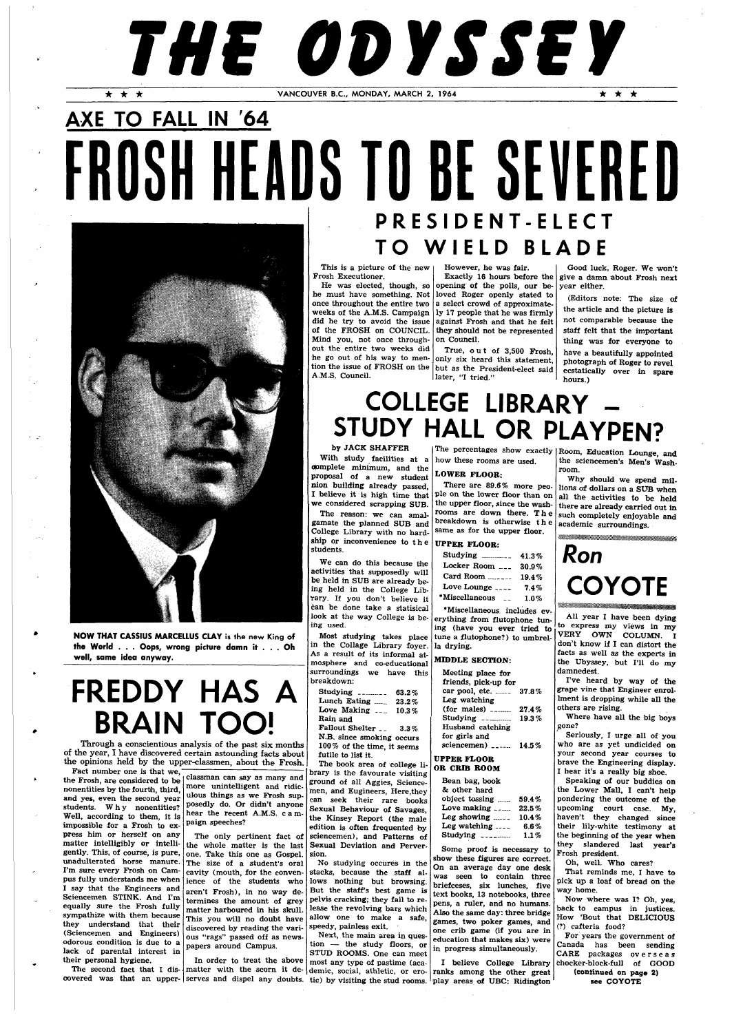# THE ODYSSEY

★ ★ ★ VANCOUVER B.C., MONDAY, MARCH 2, 1964 ★ ★ ★

## AXE TO FALL IN '64

# FROSH HEADS TO BE SEVERED

## PRESIDENT-ELECT TO WIELD BLADE

This is a picture of the new Frosh Executioner.

He was elected, though, so he must have something. Not once throughout the entire two weeks of the A.M.S. Campaign did he try to avoid the issue of the FROSH on COUNCIL. Mind you, not once throughout the entire two weeks did he go out of his way to mention the issue of FROSH on the A.M.S. Council.

However, he was fair.

Exactly 16 hours before the opening of the polls, our beloved Roger openly stated to a select crowd of approximately 17 people that he was firmly against Frosh and that he felt they should not be represented on Council.

True, out of 3,500 Frosh, only six heard this statement, but as the President-elect said later, "I tried."

Good luck, Roger. We won't give a damn about Frosh next year either.

(Editors note: The size of the article and the picture is not comparable because the staff felt that the important thing was for everyone to have a beautifully appointed photograph of Roger to revel ecstatically over in spare hours.)

**NOW THAT CASSIUS MARCELLUS CLAY is the new King of the World . . . Oops, wrong picture damn it . . . Oh well, same idea anyway.**

## COLLEGE LIBRARY – STUDY HALL OR PLAYPEN?

by JACK SHAFFER

With study facilities at a complete minimum, and the proposal of a new student nion building already passed, I believe it is high time that we considered scrapping SUB.

The reason: we can amalgamate the planned SUB and College Library with no hardship or inconvenience to the students.

We can do this because the activities that supposedly will be held in SUB are already being held in the College Library. If you don't believe it can be done take a statisical look at the way College is being used.

Most studying takes place in the Collage Library foyer. As a result of its informal atmosphere and co-educational surroundings we have this breakdown:

| | |
|---|---|
| Studying | 63.2% |
| Lunch Eating | 23.2% |
| Love Making | 10.3% |
| Rain and Fallout Shelter | 3.3% |

N.B. since smoking occurs 100% of the time, it seems futile to list it.

The book area of college library is the favourate visiting ground of all Aggies, Sciencemen, and Eugineers, Here,they can seek their rare books Sexual Behaviour of Savages, the Kinsey Report (the male edition is often frequented by sciencemen), and Patterns of Sexual Deviation and Perversion.

No studying occures in the stacks, because the staff allows nothing but browsing. But the staff's best game is pelvis cracking; they fail to release the revolving bars which allow one to make a safe, speedy, painless exit.

Next, the main area in question — the study floors, or STUD ROOMS. One can meet most any type of pastime (academic, social, athletic, or erotic) by visiting the stud rooms. The percentages show exactly how these rooms are used.

**LOWER FLOOR:**

There are 89.6% more people on the lower floor than on the upper floor, since the washrooms are down there. The breakdown is otherwise the same as for the upper floor.

**UPPER FLOOR:**

| | |
|---|---|
| Studying | 41.3% |
| Locker Room | 30.9% |
| Card Room | 19.4% |
| Love Lounge | 7.4% |
| *Miscellaneous | 1.0% |

*Miscellaneous includes everything from flutophone tuning (have you ever tried to tune a flutophone?) to umbrella drying.

**MIDDLE SECTION:**

| | |
|---|---|
| Meeting place for friends, pick-up for car pool, etc. | 37.8% |
| Leg watching (for males) | 27.4% |
| Studying | 19.3% |
| Husband catching for girls and sciencemen) | 14.5% |

**UPPER FLOOR OR CRIB ROOM**

| | |
|---|---|
| Bean bag, book & other hard object tossing | 59.4% |
| Love making | 22.5% |
| Leg showing | 10.4% |
| Leg watching | 6.6% |
| Studying | 1.1% |

Some proof is necessary to show these figures are correct. On an average day one desk was seen to contain three briefceses, six lunches, five text books, 13 notebooks, three pens, a ruler, and no humans. Also the same day: three bridge games, two poker games, and one crib game (if you are in education that makes six) were in progress simultaneously.

I believe College Library ranks among the other great play areas of UBC: Ridington Room, Education Lounge, and the sciencemen's Men's Washroom.

Why should we spend millions of dollars on a SUB when all the activities to be held there are already carried out in such completely enjoyable and academic surroundings.

## FREDDY HAS A BRAIN TOO!

Through a conscientious analysis of the past six months of the year, I have discovered certain astounding facts about the opinions held by the upper-classmen, about the Frosh.

Fact number one is that we, the Frosh, are considered to be nonentities by the fourth, third, and yes, even the second year students. Why nonentities? Well, according to them, it is impossible for a Frosh to express him or herself on any matter intelligibly or intelligently. This, of course, is pure, unadulterated horse manure. I'm sure every Frosh on Campus fully understands me when I say that the Engineers and Sciencemen STINK. And I'm equally sure the Frosh fully sympathize with them because they understand that their (Sciencemen and Engineers) odorous condition is due to a lack of parental interest in their personal hygiene.

The second fact that I discovered was that an upper-classman can say as many and more unintelligent and ridiculous things as we Frosh supposedly do. Or didn't anyone hear the recent A.M.S. campaign speeches?

The only pertinent fact of the whole matter is the last one. Take this one as Gospel. The size of a student's oral cavity (mouth, for the convenience of the students who aren't Frosh), in no way determines the amount of grey matter harboured in his skull. This you will no doubt have discovered by reading the various "rags" passed off as newspapers around Campus.

In order to treat the above matter with the scorn it deserves and dispel any doubts.

## Ron COYOTE

All year I have been dying to express my views in my VERY OWN COLUMN. I don't know if I can distort the facts as well as the experts in the Ubyssey, but I'll do my damnedest.

I've heard by way of the grape vine that Engineer enrolment is dropping while all the others are rising.

Where have all the big boys gone?

Seriously, I urge all of you who are as yet undicided on your second year courses to brave the Engineering display. I hear it's a really big shoe.

Speaking of our buddies on the Lower Mall, I can't help pondering the outcome of the upcoming court case. My, haven't they changed since their lily-white testimony at the beginning of the year when they slandered last year's Frosh president.

Oh, well. Who cares?

That reminds me, I have to pick up a loaf of bread on the way home.

Now where was I? Oh, yes, back to campus in justices. How 'Bout that DELICIOUS (?) cafteria food?

For years the government of Canada has been sending CARE packages overseas chocker-block-full of GOOD

(continued on page 2)
see COYOTE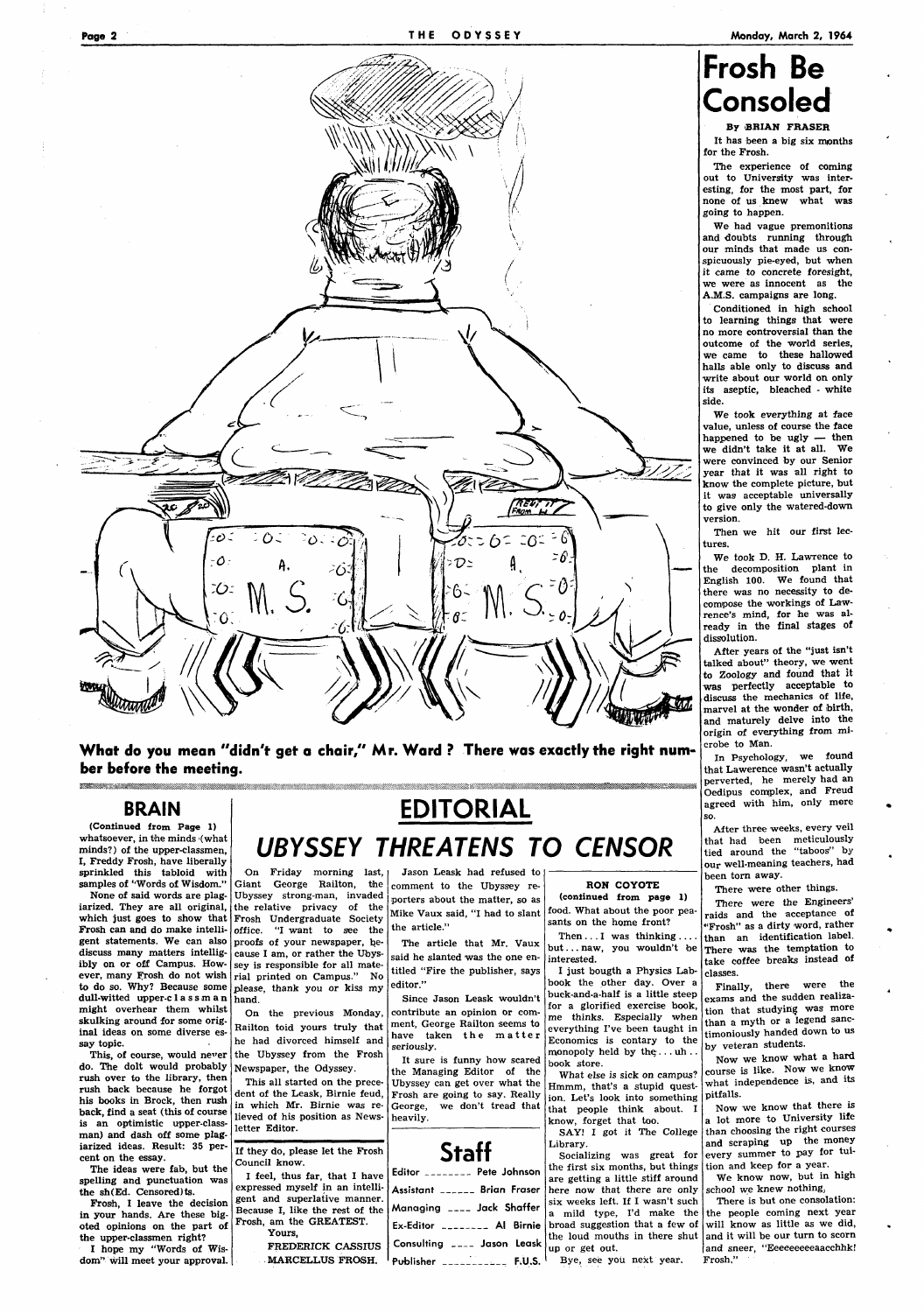What do you mean "didn't get a chair," Mr. Ward ? There was exactly the right number before the meeting.

# Frosh Be Consoled

By BRIAN FRASER

It has been a big six months for the Frosh.

The experience of coming out to University was interesting, for the most part, for none of us knew what was going to happen.

We had vague premonitions and doubts running through our minds that made us conspicuously pie-eyed, but when it came to concrete foresight, we were as innocent as the A.M.S. campaigns are long.

Conditioned in high school to learning things that were no more controversial than the outcome of the world series, we came to these hallowed halls able only to discuss and write about our world on only its aseptic, bleached - white side.

We took everything at face value, unless of course the face happened to be ugly — then we didn't take it at all. We were convinced by our Senior year that it was all right to know the complete picture, but it was acceptable universally to give only the watered-down version.

Then we hit our first lectures.

We took D. H. Lawrence to the decomposition plant in English 100. We found that there was no necessity to decompose the workings of Lawrence's mind, for he was already in the final stages of dissolution.

After years of the "just isn't talked about" theory, we went to Zoology and found that it was perfectly acceptable to discuss the mechanics of life, marvel at the wonder of birth, and maturely delve into the origin of everything from microbe to Man.

In Psychology, we found that Lawerence wasn't actually perverted, he merely had an Oedipus complex, and Freud agreed with him, only more so.

After three weeks, every veil that had been meticulously tied around the "taboos" by our well-meaning teachers, had been torn away.

There were other things.

There were the Engineers' raids and the acceptance of "Frosh" as a dirty word, rather than an identification label. There was the temptation to take coffee breaks instead of classes.

Finally, there were the exams and the sudden realization that studying was more than a myth or a legend sanctimoniously handed down to us by veteran students.

Now we know what a hard course is like. Now we know what independence is, and its pitfalls.

Now we know that there is a lot more to University life than choosing the right courses and scraping up the money every summer to pay for tuition and keep for a year.

We know now, but in high school we knew nothing.

There is but one consolation: the people coming next year will know as little as we did, and it will be our turn to scorn and sneer, "Eeeeeeeeeaacchhk! Frosh."

## BRAIN

(Continued from Page 1)

whatsoever, in the minds (what minds?) of the upper-classmen, I, Freddy Frosh, have liberally sprinkled this tabloid with samples of "Words of Wisdom."

None of said words are plagiarized. They are all original, which just goes to show that Frosh can and do make intelligent statements. We can also discuss many matters intelligibly on or off Campus. However, many Frosh do not wish to do so. Why? Because some dull-witted upper-classman might overhear them whilst skulking around for some original ideas on some diverse essay topic.

This, of course, would never do. The dolt would probably rush over to the library, then rush back because he forgot his books in Brock, then rush back, find a seat (this of course is an optimistic upper-classman) and dash off some plagiarized ideas. Result: 35 percent on the essay.

The ideas were fab, but the spelling and punctuation was the sh(Ed. Censored)ts.

Frosh, I leave the decision in your hands. Are these bigoted opinions on the part of the upper-classmen right?

I hope my "Words of Wisdom" will meet your approval. If they do, please let the Frosh Council know.

I feel, thus far, that I have expressed myself in an intelligent and superlative manner. Because I, like the rest of the Frosh, am the GREATEST.

Yours,

FREDERICK CASSIUS MARCELLUS FROSH.

# EDITORIAL

## *UBYSSEY THREATENS TO CENSOR*

On Friday morning last, Giant George Railton, the Ubyssey strong-man, invaded the relative privacy of the Frosh Undergraduate Society office. "I want to see the proofs of your newspaper, because I am, or rather the Ubyssey is responsible for all material printed on Campus." No please, thank you or kiss my hand.

On the previous Monday, Railton toid yours truly that he had divorced himself and the Ubyssey from the Frosh Newspaper, the Odyssey.

This all started on the precedent of the Leask, Birnie feud, in which Mr. Birnie was relieved of his position as Newsletter Editor.

Jason Leask had refused to comment to the Ubyssey reporters about the matter, so as Mike Vaux said, "I had to slant the article."

The article that Mr. Vaux said he slanted was the one entitled "Fire the publisher, says editor."

Since Jason Leask wouldn't contribute an opinion or comment, George Railton seems to have taken the matter seriously.

It sure is funny how scared the Managing Editor of the Ubyssey can get over what the Frosh are going to say. Really George, we don't tread that heavily.

## RON COYOTE

(continued from page 1)

food. What about the poor peasants on the home front?

Then . . . I was thinking . . . . but . . . naw, you wouldn't be interested.

I just bougth a Physics Lab-book the other day. Over a buck-and-a-half is a little steep for a glorified exercise book, me thinks. Especially when everything I've been taught in Economics is contary to the monopoly held by the . . . uh . . book store.

What else is sick on campus? Hmmm, that's a stupid question. Let's look into something that people think about. I know, forget that too.

SAY! I got it The College Library.

Socializing was great for the first six months, but things are getting a little stiff around here now that there are only six weeks left. If I wasn't such a mild type, I'd make the broad suggestion that a few of the loud mouths in there shut up or get out.

Bye, see you next year.

## Staff

| | |
|---|---|
| Editor | Pete Johnson |
| Assistant | Brian Fraser |
| Managing | Jack Shaffer |
| Ex-Editor | Al Birnie |
| Consulting | Jason Leask |
| Publisher | F.U.S. |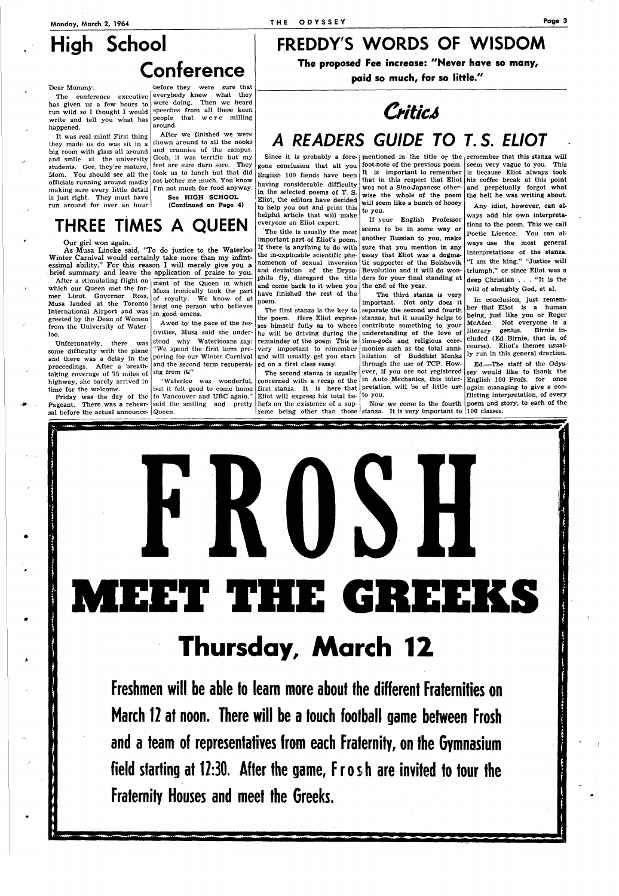# High School Conference

Dear Mommy:

The conference executive has given us a few hours to run wild so I thought I would write and tell you what has happened.

It was real mint! First thing they made us do was sit in a big room with glass all around and smile at the university students. Gee, they're mature, Mom. You should see all the officials running around madly making sure every little detail is just right. They must have run around for over an hour before they were sure that everybody knew what they were doing. Then we heard speeches from all these keen people that were milling around.

After we finished we were shown around to all the nooks and crannies of the campus. Gosh, it was terrific but my feet are sure darn sore. They took us to lunch but that did not bother me much. You know I'm not much for food anyway.

**See HIGH SCHOOL**
**(Continued on Page 4)**

# THREE TIMES A QUEEN

Our girl won again.

As Musa Lincke said, "To do justice to the Waterloo Winter Carnival would certainly take more than my infintessimal ability." For this reason I will merely give you a brief summary and leave the application of praise to you.

After a stimulating flight on which our Queen met the former Lieut. Governor Ross, Musa landed at the Toronto International Airport and was greeted by the Dean of Women from the University of Waterloo.

Unfortunately, there was some difficulty with the plane and there was a delay in the proceedings. After a breathtaking coverage of 75 miles of highway, she barely arrived in time for the welcome.

Friday was the day of the Pageant. There was a rehearsal before the actual announcement of the Queen in which Musa ironically took the part of royalty. We know of at least one person who believes in good omens.

Awed by the pace of the festivities, Musa said she understood why Waterlooans say: "We spend the first term preparing for our Winter Carnival and the second term recuperating from it."

"Waterloo was wonderful, but it felt good to come home to Vancouver and UBC again," said the smiling and pretty Queen.

# FREDDY'S WORDS OF WISDOM

**The proposed Fee increase: "Never have so many, paid so much, for so little."**

## *Critics*

# A READERS GUIDE TO T. S. ELIOT

Since it is probably a foregone conclusion that all you English 100 fiends have been having considerable difficulty in the selected poems of T. S. Eliot, the editors have decided to help you out and print this helpful article that will make everyone an Eliot expert.

The title is usually the most important part of Eliot's poem. If there is anything to do with the in-explicable scientific phenomenon of sexual inversion and deviation of the Drysophila fly, disregard the title and come back to it when you have finished the rest of the poem.

The first stanza is the key to the poem. Here Eliot expresses himself fully as to where he will be driving during the remainder of the poem. This is very important to remember and will usually get you started on a first class essay.

The second stanza is usually concerned with a recap of the first stanza. It is here that Eliot will express his total beliefs on the existence of a supreme being other than those mentioned in the title or the foot-note of the previous poem. It is important to remember that in this respect that Eliot was not a Sino-Japanese otherwise the whole of the poem will seem like a bunch of hooey to you.

If your English Professor seems to be in some way or another Russian to you, make sure that you mention in any essay that Eliot was a dogmatic supporter of the Bolshevik Revolution and it will do wonders for your final standing at the end of the year.

The third stanza is very important. Not only does it separate the second and fourth stanzas, but it usually helps to contribute something to your understanding of the love of time-gods and religious ceremonies such as the total annihilation of Buddhist Monks through the use of TCP. However, if you are not registered in Auto Mechanics, this interpretation will be of little use to you.

Now we come to the fourth stanza. It is very important to remember that this stanza will seem very vague to you. This is because Eliot always took his coffee break at this point and perpetually forgot what the hell he was writing about.

Any idiot, however, can always add his own interpretations to the poem. This we call Poetic Licence. You can always use the most general interpretations of the stanza. "I am the king." "Justice will triumph," or since Eliot was a deep Christian . . . "It is the will of almighty God, et al.

In conclusion, just remember that Eliot is a human being, just like you or Roger McAfee. Not everyone is a literary genius. Birnie included (Ed Birnie, that is, of course). Eliot's themes usually run in this general drection.

Ed.—The staff of the Odyssey would like to thank the English 100 Profs. for once again managing to give a conflicting interpretation, of every poem and story, to each of the 100 classes.

# FROSH
# MEET THE GREEKS
## Thursday, March 12

**Freshmen will be able to learn more about the different Fraternities on March 12 at noon. There will be a touch football game between Frosh and a team of representatives from each Fraternity, on the Gymnasium field starting at 12:30. After the game, Frosh are invited to tour the Fraternity Houses and meet the Greeks.**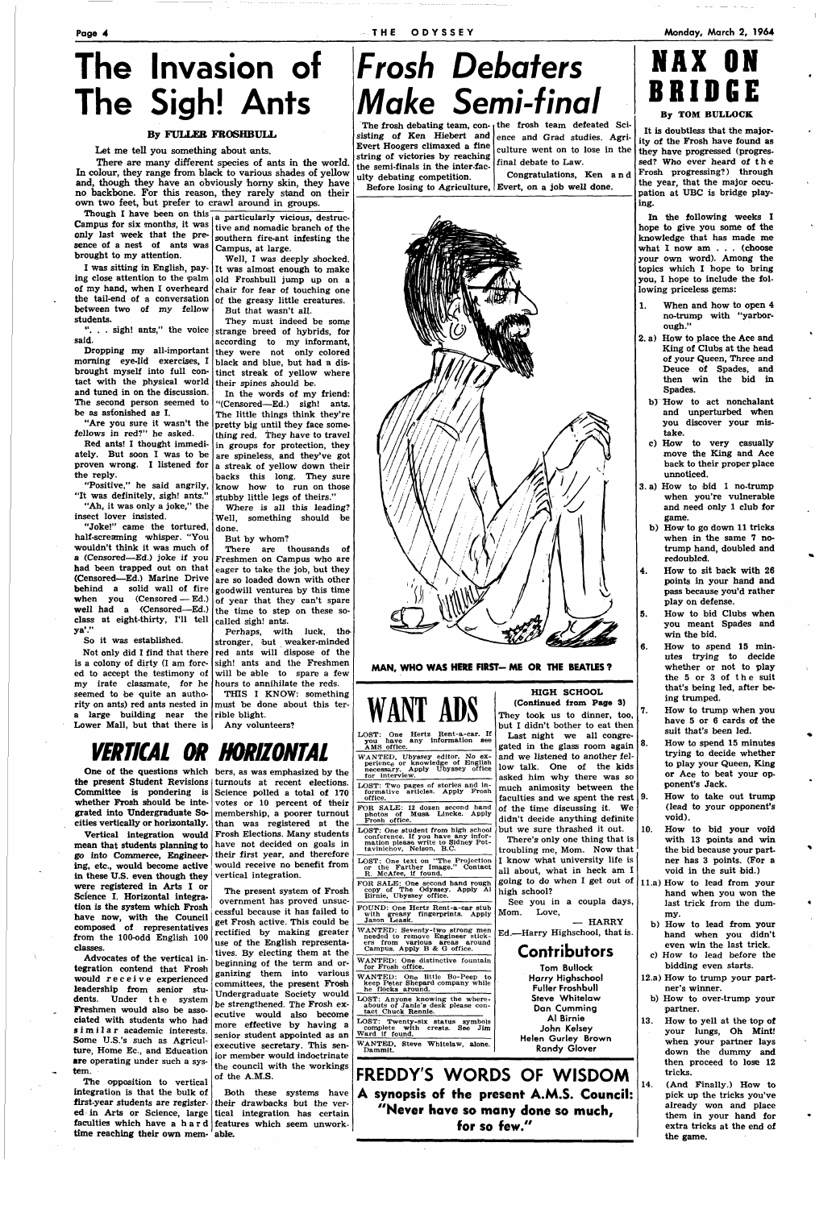# The Invasion of The Sigh! Ants

**By FULLER FROSHBULL**

Let me tell you something about ants.

There are many different species of ants in the world. In colour, they range from black to various shades of yellow and, though they have an obviously horny skin, they have no backbone. For this reason, they rarely stand on their own two feet, but prefer to crawl around in groups.

Though I have been on this Campus for six months, it was only last week that the presence of a nest of ants was brought to my attention.

I was sitting in English, paying close attention to the palm of my hand, when I overheard the tail-end of a conversation between two of my fellow students.

". . . sigh! ants," the voice said.

Dropping my all-important morning eye-lid exercises, I brought myself into full contact with the physical world and tuned in on the discussion. The second person seemed to be as astonished as I.

"Are you sure it wasn't the fellows in red?" he asked.

Red ants! I thought immediately. But soon I was to be proven wrong. I listened for the reply.

"Positive," he said angrily, "It was definitely, sigh! ants."

"Ah, it was only a joke," the insect lover insisted.

"Joke!" came the tortured, half-screaming whisper. "You wouldn't think it was much of a (Censored—Ed.) joke if you had been trapped out on that (Censored—Ed.) Marine Drive behind a solid wall of fire when you (Censored — Ed.) well had a (Censored—Ed.) class at eight-thirty, I'll tell ya'."

So it was established.

Not only did I find that there is a colony of dirty (I am forced to accept the testimony of my irate classmate, for he seemed to be quite an authority on ants) red ants nested in a large building near the Lower Mall, but that there is a particularly vicious, destructive and nomadic branch of the southern fire-ant infesting the Campus, at large.

Well, I was deeply shocked. It was almost enough to make old Froshbull jump up on a chair for fear of touching one of the greasy little creatures.

But that wasn't all.

They must indeed be some strange breed of hybrids, for according to my informant, they were not only colored black and blue, but had a distinct streak of yellow where their spines should be.

In the words of my friend: "(Censored—Ed.) sigh! ants. The little things think they're pretty big until they face something red. They have to travel in groups for protection, they are spineless, and they've got a streak of yellow down their backs this long. They sure know how to run on those stubby little legs of theirs."

Where is all this leading? Well, something should be done.

But by whom?

There are thousands of Freshmen on Campus who are eager to take the job, but they are so loaded down with other goodwill ventures by this time of year that they can't spare the time to step on these so-called sigh! ants.

Perhaps, with luck, the stronger, but weaker-minded red ants will dispose of the sigh! ants and the Freshmen will be able to spare a few hours to annihilate the reds.

THIS I KNOW: something must be done about this terrible blight.

Any volunteers?

# VERTICAL OR HORIZONTAL

One of the questions which the present Student Revisions Committee is pondering is whether Frosh should be integrated into Undergraduate Societies vertically or horizontally.

Vertical integration would mean that students planning to go into Commerce, Engineering, etc., would become active in these U.S. even though they were registered in Arts I or Science I. Horizontal integration is the system which Frosh have now, with the Council composed of representatives from the 100-odd English 100 classes.

Advocates of the vertical integration contend that Frosh would receive experienced leadership from senior students. Under the system Freshmen would also be associated with students who had similar academic interests. Some U.S.'s such as Agriculture, Home Ec., and Education are operating under such a system.

The opposition to vertical integration is that the bulk of first-year students are registered in Arts or Science, large faculties which have a hard time reaching their own members, as was emphasized by the turnouts at recent elections. Science polled a total of 170 votes or 10 percent of their membership, a poorer turnout than was registered at the Frosh Elections. Many students have not decided on goals in their first year, and therefore would receive no benefit from vertical integration.

The present system of Frosh Government has proved unsuccessful because it has failed to get Frosh active. This could be rectified by making greater use of the English representatives. By electing them at the beginning of the term and organizing them into various committees, the present Frosh Undergraduate Society would be strengthened. The Frosh executive would also become more effective by having a senior student appointed as an executive secretary. This senior member would indoctrinate the council with the workings of the A.M.S.

Both these systems have their drawbacks but the vertical integration has certain features which seem unworkable.

# Frosh Debaters Make Semi-final

The frosh debating team, consisting of Ken Hiebert and Evert Hoogers climaxed a fine string of victories by reaching the semi-finals in the inter-faculty debating competition.

Before losing to Agriculture, the frosh team defeated Science and Grad studies. Agriculture went on to lose in the final debate to Law.

Congratulations, Ken and Evert, on a job well done.

**MAN, WHO WAS HERE FIRST— ME OR THE BEATLES ?**

# WANT ADS

LOST: One Hertz Rent-a-car. If you have any information see AMS office.

WANTED, Ubyssey editor. No experience or knowledge of English necessary. Apply Ubyssey office for interview.

LOST: Two pages of stories and informative articles. Apply Frosh office.

FOR SALE: 12 dozen second hand photos of Muss Lincke. Apply Frosh office.

LOST: One student from high school conference. If you have any information please write to Sidney Potlavinichov, Nelson, B.C.

LOST: One text on "The Projection of the Farther Image." Contact R. McAfee, if found.

FOR SALE: One second hand rough copy of The Odyssey. Apply Al Birnie, Ubyssey office.

FOUND: One Hertz Rent-a-car stub with greasy fingerprints. Apply Jason Leask.

WANTED: Seventy-two strong men needed to remove Engineer stickers from various areas around Campus. Apply B & G office.

WANTED: One distinctive fountain for Frosh office.

WANTED: One little Bo-Peep to keep Peter Shepard company while he flocks around.

LOST: Anyone knowing the whereabouts of Janie's desk please contact Chuck Rennie.

LOST: Twenty-six status symbols complete with crests. See Jim Ward if found.

WANTED, Steve Whitelaw, alone. Dammit.

## HIGH SCHOOL

(Continued from Page 3)

They took us to dinner, too, but I didn't bother to eat then

Last night we all congregated in the glass room again and we listened to another fellow talk. One of the kids asked him why there was so much animosity between the faculties and we spent the rest of the time discussing it. We didn't decide anything definite but we sure thrashed it out.

There's only one thing that is troubling me, Mom. Now that I know what university life is all about, what in heck am I going to do when I get out of high school?

See you in a coupla days, Mom. Love,

— HARRY

Ed.—Harry Highschool, that is.

## Contributors

Tom Bullock
Harry Highschool
Fuller Froshbull
Steve Whitelaw
Dan Cumming
Al Birnie
John Kelsey
Helen Gurley Brown
Randy Glover

## FREDDY'S WORDS OF WISDOM

**A synopsis of the present A.M.S. Council: "Never have so many done so much, for so few."**

# NAX ON BRIDGE

**By TOM BULLOCK**

It is doubtless that the majority of the Frosh have found as they have progressed (progressed? Who ever heard of the Frosh progressing?) through the year, that the major occupation at UBC is bridge playing.

In the following weeks I hope to give you some of the knowledge that has made me what I now am . . . (choose your own word). Among the topics which I hope to bring you, I hope to include the following priceless gems:

1. When and how to open 4 no-trump with "yarborough."
2. a) How to place the Ace and King of Clubs at the head of your Queen, Three and Deuce of Spades, and then win the bid in Spades.
   b) How to act nonchalant and unperturbed when you discover your mistake.
   c) How to very casually move the King and Ace back to their proper place unnoticed.
3. a) How to bid 1 no-trump when you're vulnerable and need only 1 club for game.
   b) How to go down 11 tricks when in the same 7 no-trump hand, doubled and redoubled.
4. How to sit back with 26 points in your hand and pass because you'd rather play on defense.
5. How to bid Clubs when you meant Spades and win the bid.
6. How to spend 15 minutes trying to decide whether or not to play the 5 or 3 of the suit that's being led, after being trumped.
7. How to trump when you have 5 or 6 cards of the suit that's been led.
8. How to spend 15 minutes trying to decide whether to play your Queen, King or Ace to beat your opponent's Jack.
9. How to take out trump (lead to your opponent's void).
10. How to bid your void with 13 points and win the bid because your partner has 3 points. (For a void in the suit bid.)
11. a) How to lead from your hand when you won the last trick from the dummy.
    b) How to lead from your hand when you didn't even win the last trick.
    c) How to lead before the bidding even starts.
12. a) How to trump your partner's winner.
    b) How to over-trump your partner.
13. How to yell at the top of your lungs, Oh Mint! when your partner lays down the dummy and then proceed to lose 12 tricks.
14. (And Finally.) How to pick up the tricks you've already won and place them in your hand for extra tricks at the end of the game.